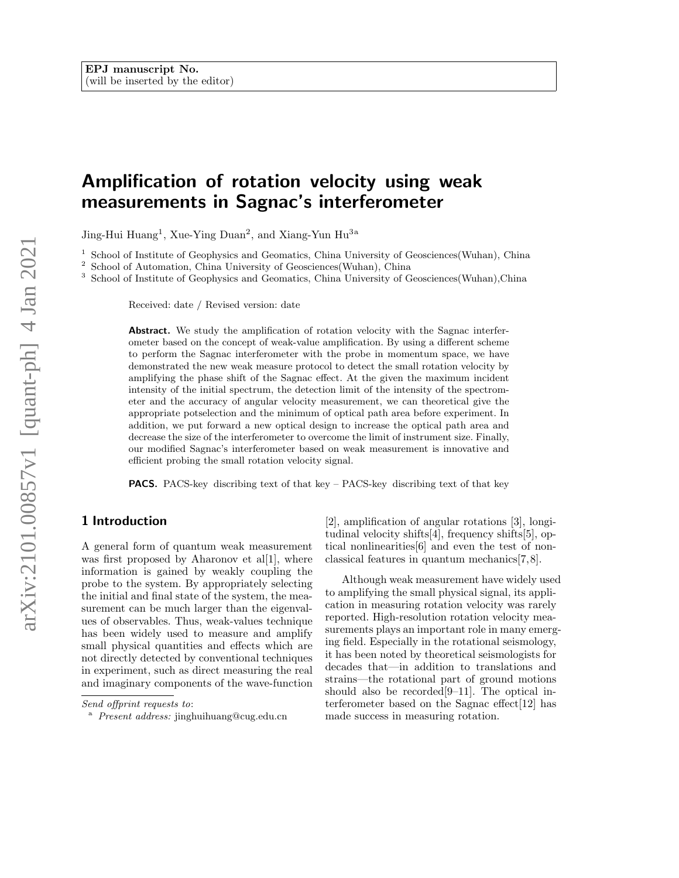EPJ manuscript No.
(will be inserted by the editor)

# Amplification of rotation velocity using weak measurements in Sagnac's interferometer

Jing-Hui Huang[1], Xue-Ying Duan[2], and Xiang-Yun Hu[3a]

[1] School of Institute of Geophysics and Geomatics, China University of Geosciences(Wuhan), China
[2] School of Automation, China University of Geosciences(Wuhan), China
[3] School of Institute of Geophysics and Geomatics, China University of Geosciences(Wuhan),China

Received: date / Revised version: date

**Abstract.** We study the amplification of rotation velocity with the Sagnac interferometer based on the concept of weak-value amplification. By using a different scheme to perform the Sagnac interferometer with the probe in momentum space, we have demonstrated the new weak measure protocol to detect the small rotation velocity by amplifying the phase shift of the Sagnac effect. At the given the maximum incident intensity of the initial spectrum, the detection limit of the intensity of the spectrometer and the accuracy of angular velocity measurement, we can theoretical give the appropriate potselection and the minimum of optical path area before experiment. In addition, we put forward a new optical design to increase the optical path area and decrease the size of the interferometer to overcome the limit of instrument size. Finally, our modified Sagnac's interferometer based on weak measurement is innovative and efficient probing the small rotation velocity signal.

**PACS.** PACS-key discribing text of that key – PACS-key discribing text of that key

## 1 Introduction

A general form of quantum weak measurement was first proposed by Aharonov et al[1], where information is gained by weakly coupling the probe to the system. By appropriately selecting the initial and final state of the system, the measurement can be much larger than the eigenvalues of observables. Thus, weak-values technique has been widely used to measure and amplify small physical quantities and effects which are not directly detected by conventional techniques in experiment, such as direct measuring the real and imaginary components of the wave-function [2], amplification of angular rotations [3], longitudinal velocity shifts[4], frequency shifts[5], optical nonlinearities[6] and even the test of nonclassical features in quantum mechanics[7,8].

Although weak measurement have widely used to amplifying the small physical signal, its application in measuring rotation velocity was rarely reported. High-resolution rotation velocity measurements plays an important role in many emerging field. Especially in the rotational seismology, it has been noted by theoretical seismologists for decades that—in addition to translations and strains—the rotational part of ground motions should also be recorded[9–11]. The optical interferometer based on the Sagnac effect[12] has made success in measuring rotation.

*Send offprint requests to*:

[a] *Present address:* jinghuihuang@cug.edu.cn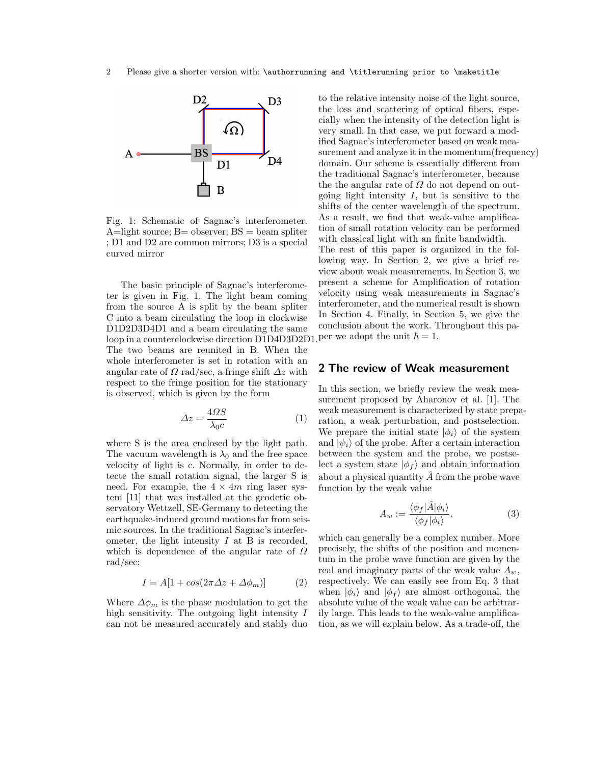Fig. 1: Schematic of Sagnac's interferometer. A=light source; B= observer; BS = beam spliter ; D1 and D2 are common mirrors; D3 is a special curved mirror

The basic principle of Sagnac's interferometer is given in Fig. 1. The light beam coming from the source A is split by the beam spliter C into a beam circulating the loop in clockwise D1D2D3D4D1 and a beam circulating the same loop in a counterclockwise direction D1D4D3D2D1. The two beams are reunited in B. When the whole interferometer is set in rotation with an angular rate of $\Omega$ rad/sec, a fringe shift $\Delta z$ with respect to the fringe position for the stationary is observed, which is given by the form

$$\Delta z = \frac{4\Omega S}{\lambda_0 c} \tag{1}$$

where S is the area enclosed by the light path. The vacuum wavelength is $\lambda_0$ and the free space velocity of light is c. Normally, in order to detecte the small rotation signal, the larger S is need. For example, the $4 \times 4m$ ring laser system [11] that was installed at the geodetic observatory Wettzell, SE-Germany to detecting the earthquake-induced ground motions far from seismic sources. In the traditional Sagnac's interferometer, the light intensity $I$ at B is recorded, which is dependence of the angular rate of $\Omega$ rad/sec:

$$I = A[1 + cos(2\pi\Delta z + \Delta\phi_m)] \tag{2}$$

Where $\Delta\phi_m$ is the phase modulation to get the high sensitivity. The outgoing light intensity $I$ can not be measured accurately and stably duo to the relative intensity noise of the light source, the loss and scattering of optical fibers, especially when the intensity of the detection light is very small. In that case, we put forward a modified Sagnac's interferometer based on weak measurement and analyze it in the momentum(frequency) domain. Our scheme is essentially different from the traditional Sagnac's interferometer, because the the angular rate of $\Omega$ do not depend on outgoing light intensity $I$, but is sensitive to the shifts of the center wavelength of the spectrum. As a result, we find that weak-value amplification of small rotation velocity can be performed with classical light with an finite bandwidth.
The rest of this paper is organized in the following way. In Section 2, we give a brief review about weak measurements. In Section 3, we present a scheme for Amplification of rotation velocity using weak measurements in Sagnac's interferometer, and the numerical result is shown In Section 4. Finally, in Section 5, we give the conclusion about the work. Throughout this paper we adopt the unit $\hbar = 1$.

## 2 The review of Weak measurement

In this section, we briefly review the weak measurement proposed by Aharonov et al. [1]. The weak measurement is characterized by state preparation, a weak perturbation, and postselection. We prepare the initial state $|\phi_i\rangle$ of the system and $|\psi_i\rangle$ of the probe. After a certain interaction between the system and the probe, we postselect a system state $|\phi_f\rangle$ and obtain information about a physical quantity $\hat{A}$ from the probe wave function by the weak value

$$A_w := \frac{\langle\phi_f|\hat{A}|\phi_i\rangle}{\langle\phi_f|\phi_i\rangle}, \tag{3}$$

which can generally be a complex number. More precisely, the shifts of the position and momentum in the probe wave function are given by the real and imaginary parts of the weak value $A_w$, respectively. We can easily see from Eq. 3 that when $|\phi_i\rangle$ and $|\phi_f\rangle$ are almost orthogonal, the absolute value of the weak value can be arbitrarily large. This leads to the weak-value amplification, as we will explain below. As a trade-off, the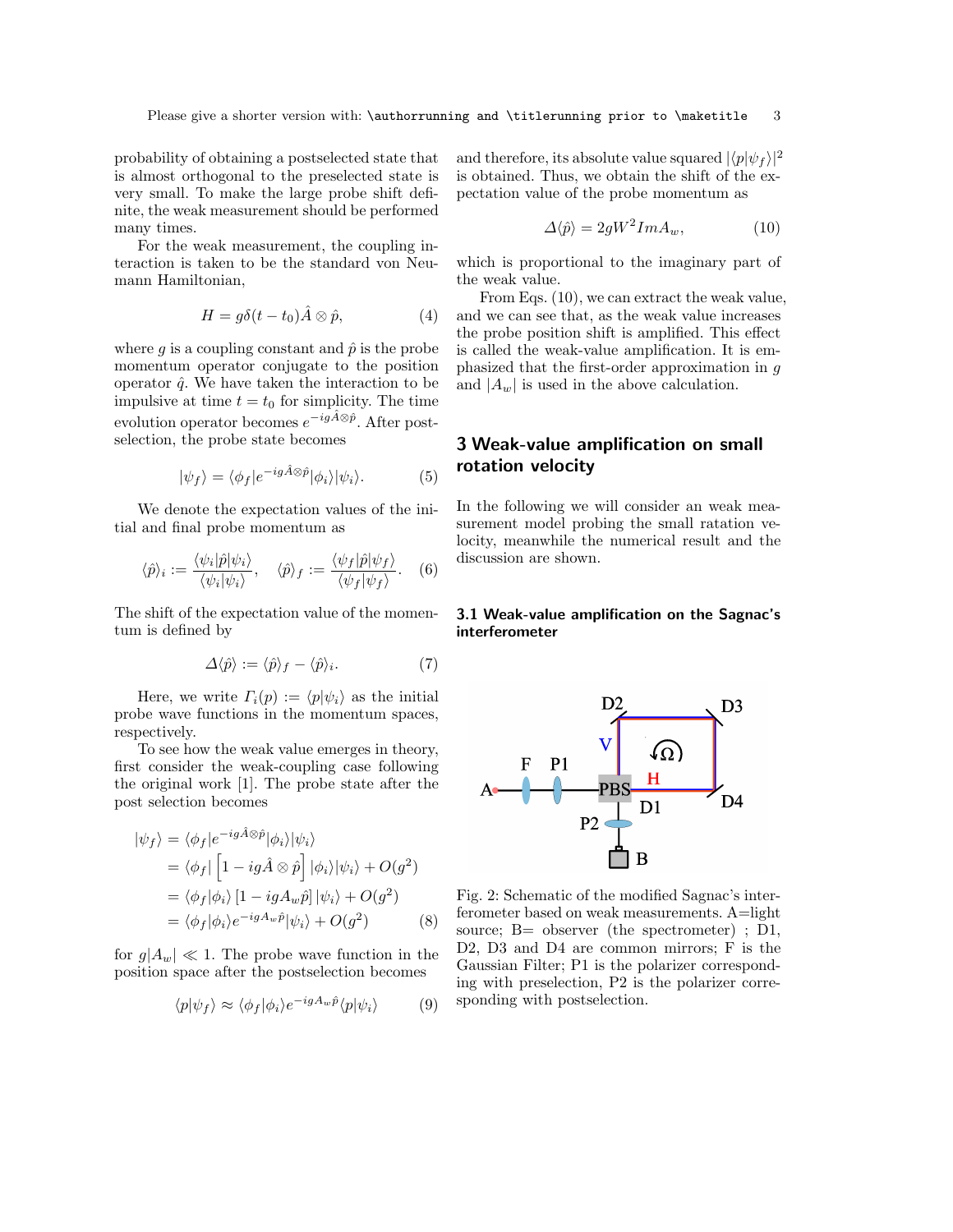probability of obtaining a postselected state that is almost orthogonal to the preselected state is very small. To make the large probe shift definite, the weak measurement should be performed many times.

For the weak measurement, the coupling interaction is taken to be the standard von Neumann Hamiltonian,

$$H = g\delta(t - t_0)\hat{A} \otimes \hat{p}, \tag{4}$$

where $g$ is a coupling constant and $\hat{p}$ is the probe momentum operator conjugate to the position operator $\hat{q}$. We have taken the interaction to be impulsive at time $t = t_0$ for simplicity. The time evolution operator becomes $e^{-ig\hat{A}\otimes\hat{p}}$. After postselection, the probe state becomes

$$|\psi_f\rangle = \langle\phi_f|e^{-ig\hat{A}\otimes\hat{p}}|\phi_i\rangle|\psi_i\rangle. \tag{5}$$

We denote the expectation values of the initial and final probe momentum as

$$\langle\hat{p}\rangle_i := \frac{\langle\psi_i|\hat{p}|\psi_i\rangle}{\langle\psi_i|\psi_i\rangle}, \quad \langle\hat{p}\rangle_f := \frac{\langle\psi_f|\hat{p}|\psi_f\rangle}{\langle\psi_f|\psi_f\rangle}. \tag{6}$$

The shift of the expectation value of the momentum is defined by

$$\varDelta\langle\hat{p}\rangle := \langle\hat{p}\rangle_f - \langle\hat{p}\rangle_i. \tag{7}$$

Here, we write $\varGamma_i(p) := \langle p|\psi_i\rangle$ as the initial probe wave functions in the momentum spaces, respectively.

To see how the weak value emerges in theory, first consider the weak-coupling case following the original work [1]. The probe state after the post selection becomes

$$\begin{aligned}
|\psi_f\rangle &= \langle\phi_f|e^{-ig\hat{A}\otimes\hat{p}}|\phi_i\rangle|\psi_i\rangle \\
&= \langle\phi_f|\left[1 - ig\hat{A}\otimes\hat{p}\right]|\phi_i\rangle|\psi_i\rangle + O(g^2) \\
&= \langle\phi_f|\phi_i\rangle\left[1 - igA_w\hat{p}\right]|\psi_i\rangle + O(g^2) \\
&= \langle\phi_f|\phi_i\rangle e^{-igA_w\hat{p}}|\psi_i\rangle + O(g^2)
\end{aligned} \tag{8}$$

for $g|A_w| \ll 1$. The probe wave function in the position space after the postselection becomes

$$\langle p|\psi_f\rangle \approx \langle\phi_f|\phi_i\rangle e^{-igA_w\hat{p}}\langle p|\psi_i\rangle \tag{9}$$

and therefore, its absolute value squared $|\langle p|\psi_f\rangle|^2$ is obtained. Thus, we obtain the shift of the expectation value of the probe momentum as

$$\varDelta\langle\hat{p}\rangle = 2gW^2 Im A_w, \tag{10}$$

which is proportional to the imaginary part of the weak value.

From Eqs. (10), we can extract the weak value, and we can see that, as the weak value increases the probe position shift is amplified. This effect is called the weak-value amplification. It is emphasized that the first-order approximation in $g$ and $|A_w|$ is used in the above calculation.

## 3 Weak-value amplification on small rotation velocity

In the following we will consider an weak measurement model probing the small ratation velocity, meanwhile the numerical result and the discussion are shown.

### 3.1 Weak-value amplification on the Sagnac's interferometer

Fig. 2: Schematic of the modified Sagnac's interferometer based on weak measurements. A=light source; B= observer (the spectrometer) ; D1, D2, D3 and D4 are common mirrors; F is the Gaussian Filter; P1 is the polarizer corresponding with preselection, P2 is the polarizer corresponding with postselection.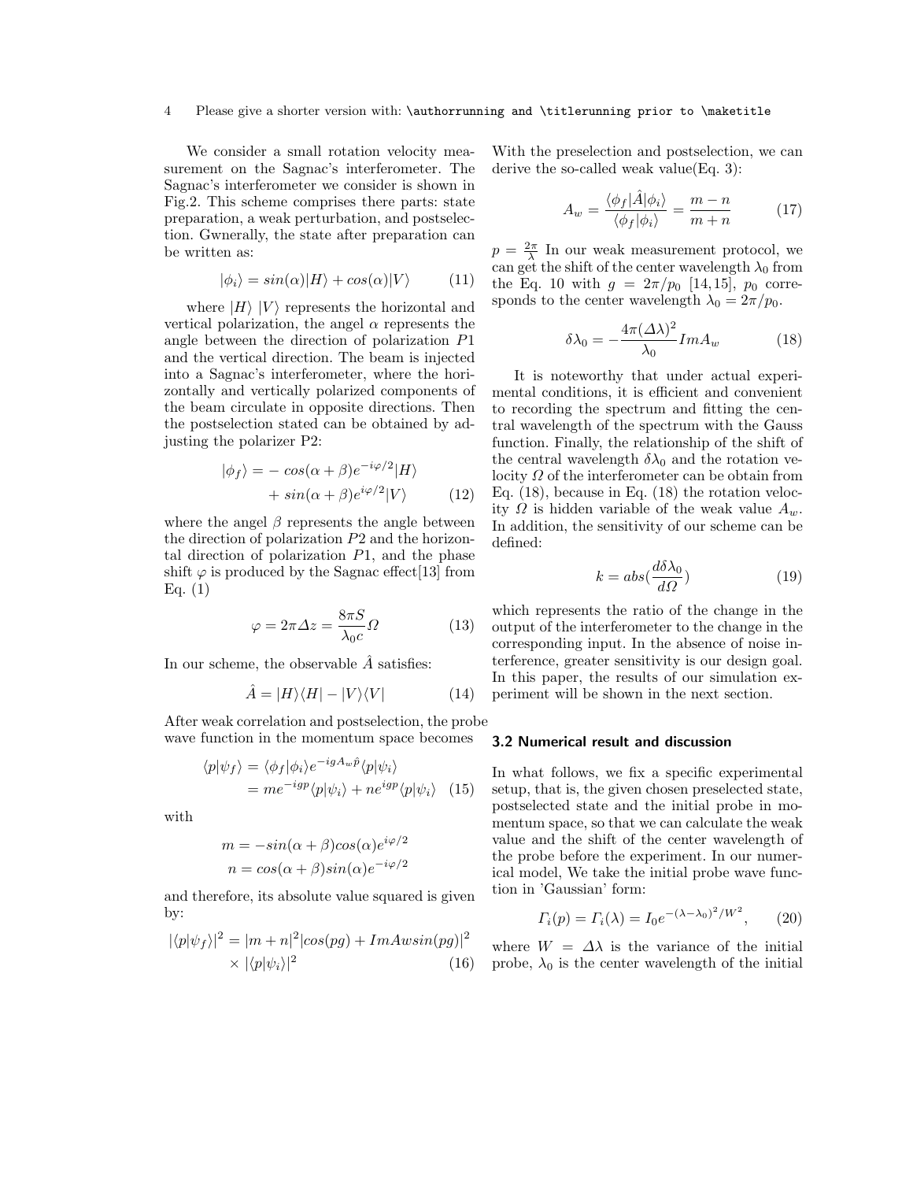We consider a small rotation velocity measurement on the Sagnac's interferometer. The Sagnac's interferometer we consider is shown in Fig.2. This scheme comprises there parts: state preparation, a weak perturbation, and postselection. Gwnerally, the state after preparation can be written as:

$$|\phi_i\rangle = sin(\alpha)|H\rangle + cos(\alpha)|V\rangle \tag{11}$$

where $|H\rangle$ $|V\rangle$ represents the horizontal and vertical polarization, the angel $\alpha$ represents the angle between the direction of polarization $P1$ and the vertical direction. The beam is injected into a Sagnac's interferometer, where the horizontally and vertically polarized components of the beam circulate in opposite directions. Then the postselection stated can be obtained by adjusting the polarizer P2:

$$|\phi_f\rangle = -\,cos(\alpha+\beta)e^{-i\varphi/2}|H\rangle + sin(\alpha+\beta)e^{i\varphi/2}|V\rangle \tag{12}$$

where the angel $\beta$ represents the angle between the direction of polarization $P2$ and the horizontal direction of polarization $P1$, and the phase shift $\varphi$ is produced by the Sagnac effect[13] from Eq. (1)

$$\varphi = 2\pi\Delta z = \frac{8\pi S}{\lambda_0 c}\Omega \tag{13}$$

In our scheme, the observable $\hat{A}$ satisfies:

$$\hat{A} = |H\rangle\langle H| - |V\rangle\langle V| \tag{14}$$

After weak correlation and postselection, the probe wave function in the momentum space becomes

$$\begin{aligned}\langle p|\psi_f\rangle &= \langle\phi_f|\phi_i\rangle e^{-igA_w\hat{p}}\langle p|\psi_i\rangle \\ &= me^{-igp}\langle p|\psi_i\rangle + ne^{igp}\langle p|\psi_i\rangle\end{aligned} \tag{15}$$

with

$$m = -sin(\alpha+\beta)cos(\alpha)e^{i\varphi/2}$$
$$n = cos(\alpha+\beta)sin(\alpha)e^{-i\varphi/2}$$

and therefore, its absolute value squared is given by:

$$|\langle p|\psi_f\rangle|^2 = |m+n|^2|cos(pg) + ImAwsin(pg)|^2 \times |\langle p|\psi_i\rangle|^2 \tag{16}$$

With the preselection and postselection, we can derive the so-called weak value(Eq. 3):

$$A_w = \frac{\langle\phi_f|\hat{A}|\phi_i\rangle}{\langle\phi_f|\phi_i\rangle} = \frac{m-n}{m+n} \tag{17}$$

$p = \frac{2\pi}{\lambda}$ In our weak measurement protocol, we can get the shift of the center wavelength $\lambda_0$ from the Eq. 10 with $g = 2\pi/p_0$ [14,15], $p_0$ corresponds to the center wavelength $\lambda_0 = 2\pi/p_0$.

$$\delta\lambda_0 = -\frac{4\pi(\Delta\lambda)^2}{\lambda_0}ImA_w \tag{18}$$

It is noteworthy that under actual experimental conditions, it is efficient and convenient to recording the spectrum and fitting the central wavelength of the spectrum with the Gauss function. Finally, the relationship of the shift of the central wavelength $\delta\lambda_0$ and the rotation velocity $\Omega$ of the interferometer can be obtain from Eq. (18), because in Eq. (18) the rotation velocity $\Omega$ is hidden variable of the weak value $A_w$. In addition, the sensitivity of our scheme can be defined:

$$k = abs(\frac{d\delta\lambda_0}{d\Omega}) \tag{19}$$

which represents the ratio of the change in the output of the interferometer to the change in the corresponding input. In the absence of noise interference, greater sensitivity is our design goal. In this paper, the results of our simulation experiment will be shown in the next section.

### 3.2 Numerical result and discussion

In what follows, we fix a specific experimental setup, that is, the given chosen preselected state, postselected state and the initial probe in momentum space, so that we can calculate the weak value and the shift of the center wavelength of the probe before the experiment. In our numerical model, We take the initial probe wave function in 'Gaussian' form:

$$\Gamma_i(p) = \Gamma_i(\lambda) = I_0 e^{-(\lambda-\lambda_0)^2/W^2}, \tag{20}$$

where $W = \Delta\lambda$ is the variance of the initial probe, $\lambda_0$ is the center wavelength of the initial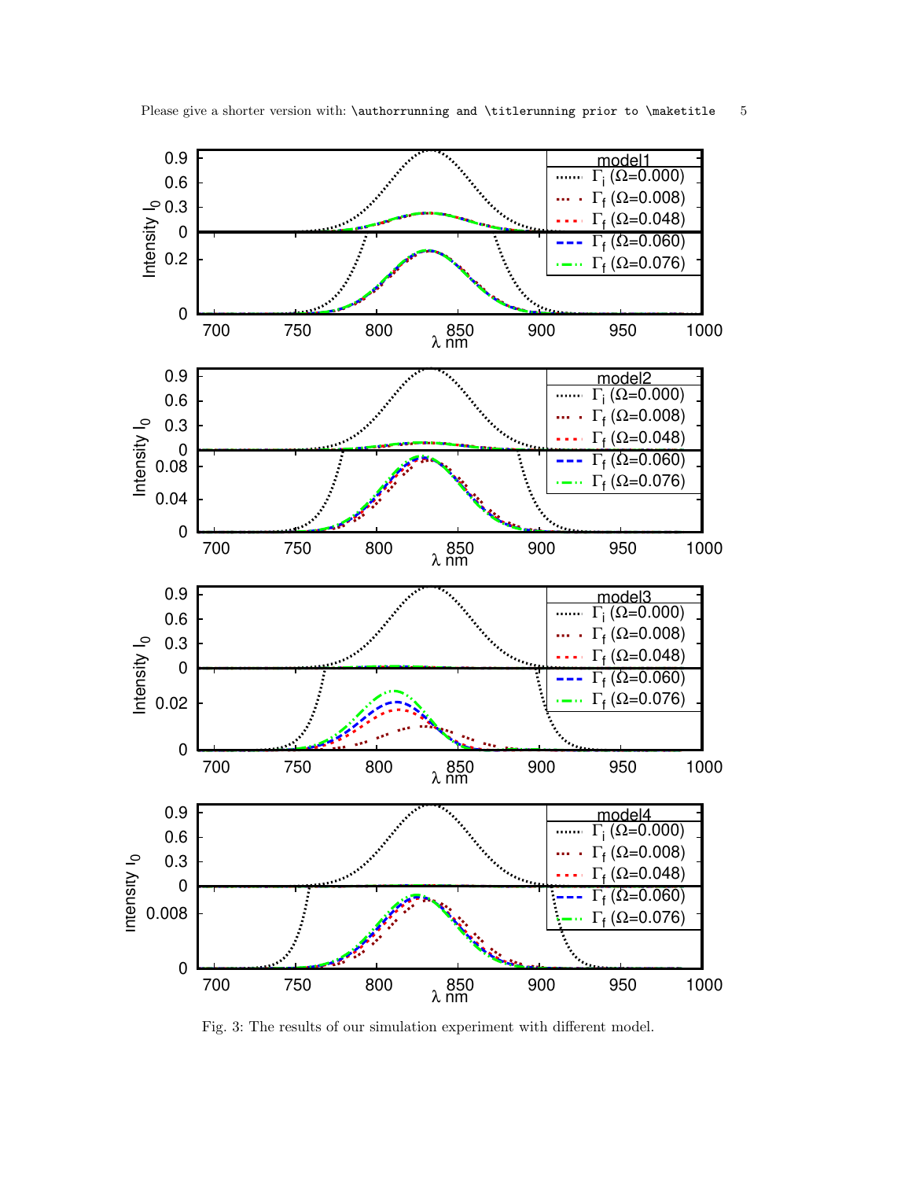Fig. 3: The results of our simulation experiment with different model.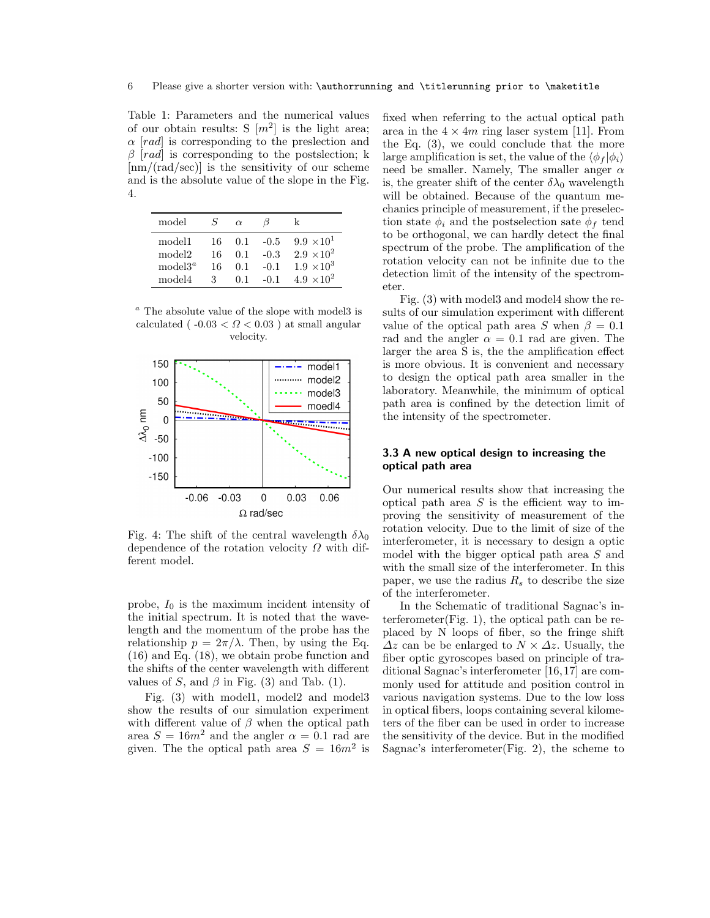Table 1: Parameters and the numerical values of our obtain results: S $[m^2]$ is the light area; $\alpha$ $[rad]$ is corresponding to the preslection and $\beta$ $[rad]$ is corresponding to the postslection; k [nm/(rad/sec)] is the sensitivity of our scheme and is the absolute value of the slope in the Fig. 4.

| model | $S$ | $\alpha$ | $\beta$ | k |
|---|---|---|---|---|
| model1 | 16 | 0.1 | -0.5 | $9.9 \times 10^1$ |
| model2 | 16 | 0.1 | -0.3 | $2.9 \times 10^2$ |
| model3[a] | 16 | 0.1 | -0.1 | $1.9 \times 10^3$ |
| model4 | 3 | 0.1 | -0.1 | $4.9 \times 10^2$ |

[a] The absolute value of the slope with model3 is calculated ( $-0.03 < \Omega < 0.03$ ) at small angular velocity.

Fig. 4: The shift of the central wavelength $\delta\lambda_0$ dependence of the rotation velocity $\Omega$ with different model.

probe, $I_0$ is the maximum incident intensity of the initial spectrum. It is noted that the wavelength and the momentum of the probe has the relationship $p = 2\pi/\lambda$. Then, by using the Eq. (16) and Eq. (18), we obtain probe function and the shifts of the center wavelength with different values of $S$, and $\beta$ in Fig. (3) and Tab. (1).

Fig. (3) with model1, model2 and model3 show the results of our simulation experiment with different value of $\beta$ when the optical path area $S = 16m^2$ and the angler $\alpha = 0.1$ rad are given. The the optical path area $S = 16m^2$ is fixed when referring to the actual optical path area in the $4 \times 4m$ ring laser system [11]. From the Eq. (3), we could conclude that the more large amplification is set, the value of the $\langle \phi_f | \phi_i \rangle$ need be smaller. Namely, The smaller anger $\alpha$ is, the greater shift of the center $\delta\lambda_0$ wavelength will be obtained. Because of the quantum mechanics principle of measurement, if the preselection state $\phi_i$ and the postselection sate $\phi_f$ tend to be orthogonal, we can hardly detect the final spectrum of the probe. The amplification of the rotation velocity can not be infinite due to the detection limit of the intensity of the spectrometer.

Fig. (3) with model3 and model4 show the results of our simulation experiment with different value of the optical path area $S$ when $\beta = 0.1$ rad and the angler $\alpha = 0.1$ rad are given. The larger the area S is, the the amplification effect is more obvious. It is convenient and necessary to design the optical path area smaller in the laboratory. Meanwhile, the minimum of optical path area is confined by the detection limit of the intensity of the spectrometer.

### 3.3 A new optical design to increasing the optical path area

Our numerical results show that increasing the optical path area $S$ is the efficient way to improving the sensitivity of measurement of the rotation velocity. Due to the limit of size of the interferometer, it is necessary to design a optic model with the bigger optical path area $S$ and with the small size of the interferometer. In this paper, we use the radius $R_s$ to describe the size of the interferometer.

In the Schematic of traditional Sagnac's interferometer(Fig. 1), the optical path can be replaced by N loops of fiber, so the fringe shift $\Delta z$ can be be enlarged to $N \times \Delta z$. Usually, the fiber optic gyroscopes based on principle of traditional Sagnac's interferometer [16,17] are commonly used for attitude and position control in various navigation systems. Due to the low loss in optical fibers, loops containing several kilometers of the fiber can be used in order to increase the sensitivity of the device. But in the modified Sagnac's interferometer(Fig. 2), the scheme to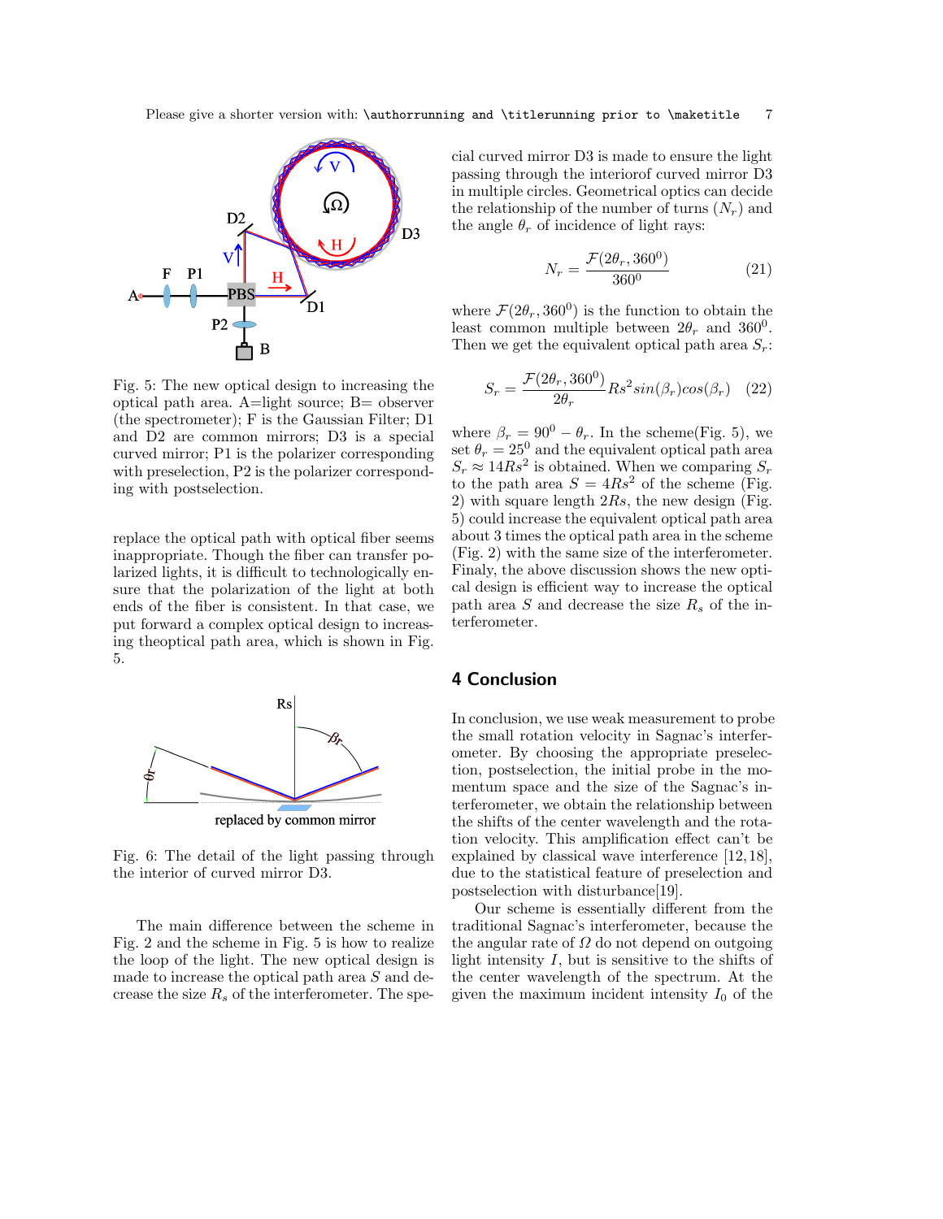Fig. 5: The new optical design to increasing the optical path area. A=light source; B= observer (the spectrometer); F is the Gaussian Filter; D1 and D2 are common mirrors; D3 is a special curved mirror; P1 is the polarizer corresponding with preselection, P2 is the polarizer corresponding with postselection.

replace the optical path with optical fiber seems inappropriate. Though the fiber can transfer polarized lights, it is difficult to technologically ensure that the polarization of the light at both ends of the fiber is consistent. In that case, we put forward a complex optical design to increasing theoptical path area, which is shown in Fig. 5.

Fig. 6: The detail of the light passing through the interior of curved mirror D3.

The main difference between the scheme in Fig. 2 and the scheme in Fig. 5 is how to realize the loop of the light. The new optical design is made to increase the optical path area $S$ and decrease the size $R_s$ of the interferometer. The special curved mirror D3 is made to ensure the light passing through the interiorof curved mirror D3 in multiple circles. Geometrical optics can decide the relationship of the number of turns ($N_r$) and the angle $\theta_r$ of incidence of light rays:

$$N_r = \frac{\mathcal{F}(2\theta_r, 360^0)}{360^0} \tag{21}$$

where $\mathcal{F}(2\theta_r, 360^0)$ is the function to obtain the least common multiple between $2\theta_r$ and $360^0$. Then we get the equivalent optical path area $S_r$:

$$S_r = \frac{\mathcal{F}(2\theta_r, 360^0)}{2\theta_r} Rs^2 sin(\beta_r) cos(\beta_r) \tag{22}$$

where $\beta_r = 90^0 - \theta_r$. In the scheme(Fig. 5), we set $\theta_r = 25^0$ and the equivalent optical path area $S_r \approx 14Rs^2$ is obtained. When we comparing $S_r$ to the path area $S = 4Rs^2$ of the scheme (Fig. 2) with square length $2Rs$, the new design (Fig. 5) could increase the equivalent optical path area about 3 times the optical path area in the scheme (Fig. 2) with the same size of the interferometer. Finaly, the above discussion shows the new optical design is efficient way to increase the optical path area $S$ and decrease the size $R_s$ of the interferometer.

## 4 Conclusion

In conclusion, we use weak measurement to probe the small rotation velocity in Sagnac's interferometer. By choosing the appropriate preselection, postselection, the initial probe in the momentum space and the size of the Sagnac's interferometer, we obtain the relationship between the shifts of the center wavelength and the rotation velocity. This amplification effect can't be explained by classical wave interference [12,18], due to the statistical feature of preselection and postselection with disturbance[19].

Our scheme is essentially different from the traditional Sagnac's interferometer, because the the angular rate of $\Omega$ do not depend on outgoing light intensity $I$, but is sensitive to the shifts of the center wavelength of the spectrum. At the given the maximum incident intensity $I_0$ of the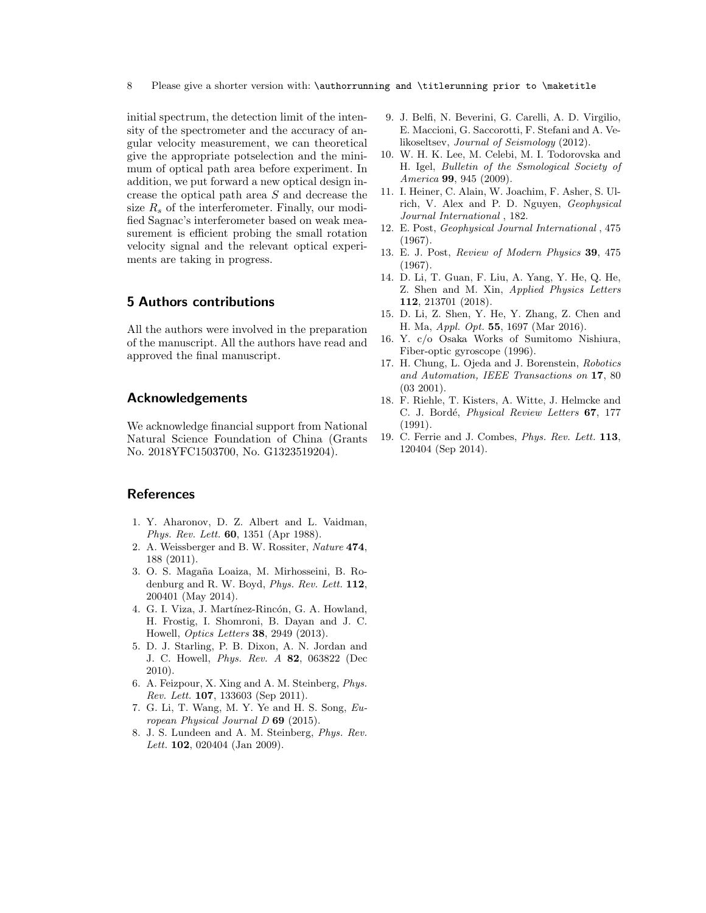initial spectrum, the detection limit of the intensity of the spectrometer and the accuracy of angular velocity measurement, we can theoretical give the appropriate potselection and the minimum of optical path area before experiment. In addition, we put forward a new optical design increase the optical path area $S$ and decrease the size $R_s$ of the interferometer. Finally, our modified Sagnac's interferometer based on weak measurement is efficient probing the small rotation velocity signal and the relevant optical experiments are taking in progress.

## 5 Authors contributions

All the authors were involved in the preparation of the manuscript. All the authors have read and approved the final manuscript.

## Acknowledgements

We acknowledge financial support from National Natural Science Foundation of China (Grants No. 2018YFC1503700, No. G1323519204).

## References

1. Y. Aharonov, D. Z. Albert and L. Vaidman, *Phys. Rev. Lett.* **60**, 1351 (Apr 1988).
2. A. Weissberger and B. W. Rossiter, *Nature* **474**, 188 (2011).
3. O. S. Magaña Loaiza, M. Mirhosseini, B. Rodenburg and R. W. Boyd, *Phys. Rev. Lett.* **112**, 200401 (May 2014).
4. G. I. Viza, J. Martínez-Rincón, G. A. Howland, H. Frostig, I. Shomroni, B. Dayan and J. C. Howell, *Optics Letters* **38**, 2949 (2013).
5. D. J. Starling, P. B. Dixon, A. N. Jordan and J. C. Howell, *Phys. Rev. A* **82**, 063822 (Dec 2010).
6. A. Feizpour, X. Xing and A. M. Steinberg, *Phys. Rev. Lett.* **107**, 133603 (Sep 2011).
7. G. Li, T. Wang, M. Y. Ye and H. S. Song, *European Physical Journal D* **69** (2015).
8. J. S. Lundeen and A. M. Steinberg, *Phys. Rev. Lett.* **102**, 020404 (Jan 2009).
9. J. Belfi, N. Beverini, G. Carelli, A. D. Virgilio, E. Maccioni, G. Saccorotti, F. Stefani and A. Velikoseltsev, *Journal of Seismology* (2012).
10. W. H. K. Lee, M. Celebi, M. I. Todorovska and H. Igel, *Bulletin of the Ssmological Society of America* **99**, 945 (2009).
11. I. Heiner, C. Alain, W. Joachim, F. Asher, S. Ulrich, V. Alex and P. D. Nguyen, *Geophysical Journal International* , 182.
12. E. Post, *Geophysical Journal International* , 475 (1967).
13. E. J. Post, *Review of Modern Physics* **39**, 475 (1967).
14. D. Li, T. Guan, F. Liu, A. Yang, Y. He, Q. He, Z. Shen and M. Xin, *Applied Physics Letters* **112**, 213701 (2018).
15. D. Li, Z. Shen, Y. He, Y. Zhang, Z. Chen and H. Ma, *Appl. Opt.* **55**, 1697 (Mar 2016).
16. Y. c/o Osaka Works of Sumitomo Nishiura, Fiber-optic gyroscope (1996).
17. H. Chung, L. Ojeda and J. Borenstein, *Robotics and Automation, IEEE Transactions on* **17**, 80 (03 2001).
18. F. Riehle, T. Kisters, A. Witte, J. Helmcke and C. J. Bordé, *Physical Review Letters* **67**, 177 (1991).
19. C. Ferrie and J. Combes, *Phys. Rev. Lett.* **113**, 120404 (Sep 2014).